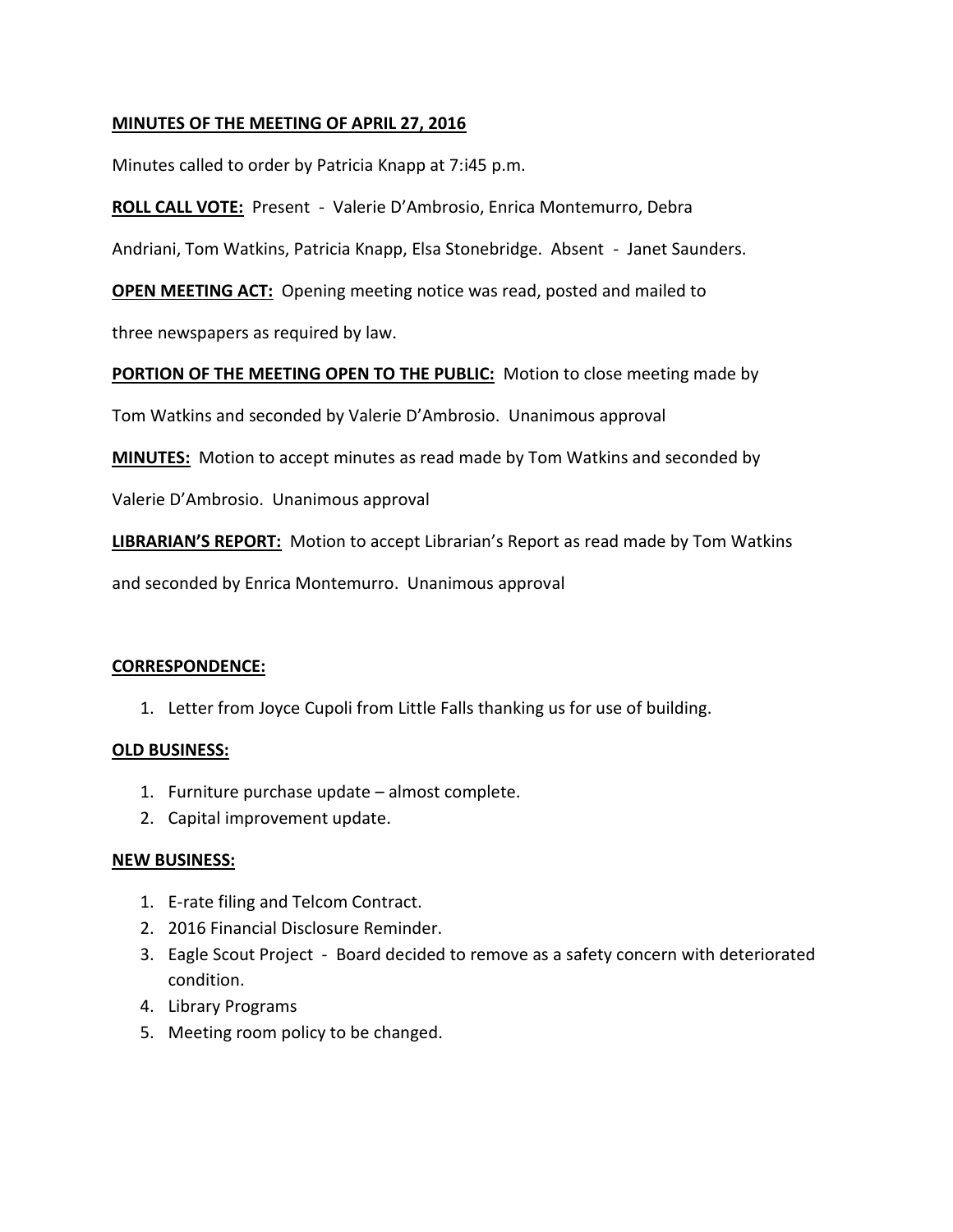**MINUTES OF THE MEETING OF APRIL 27, 2016**

Minutes called to order by Patricia Knapp at 7:i45 p.m.

**ROLL CALL VOTE:** Present - Valerie D'Ambrosio, Enrica Montemurro, Debra Andriani, Tom Watkins, Patricia Knapp, Elsa Stonebridge. Absent - Janet Saunders.

**OPEN MEETING ACT:** Opening meeting notice was read, posted and mailed to three newspapers as required by law.

**PORTION OF THE MEETING OPEN TO THE PUBLIC:** Motion to close meeting made by Tom Watkins and seconded by Valerie D'Ambrosio. Unanimous approval

**MINUTES:** Motion to accept minutes as read made by Tom Watkins and seconded by Valerie D'Ambrosio. Unanimous approval

**LIBRARIAN'S REPORT:** Motion to accept Librarian's Report as read made by Tom Watkins and seconded by Enrica Montemurro. Unanimous approval

**CORRESPONDENCE:**

1. Letter from Joyce Cupoli from Little Falls thanking us for use of building.

**OLD BUSINESS:**

1. Furniture purchase update – almost complete.
2. Capital improvement update.

**NEW BUSINESS:**

1. E-rate filing and Telcom Contract.
2. 2016 Financial Disclosure Reminder.
3. Eagle Scout Project - Board decided to remove as a safety concern with deteriorated condition.
4. Library Programs
5. Meeting room policy to be changed.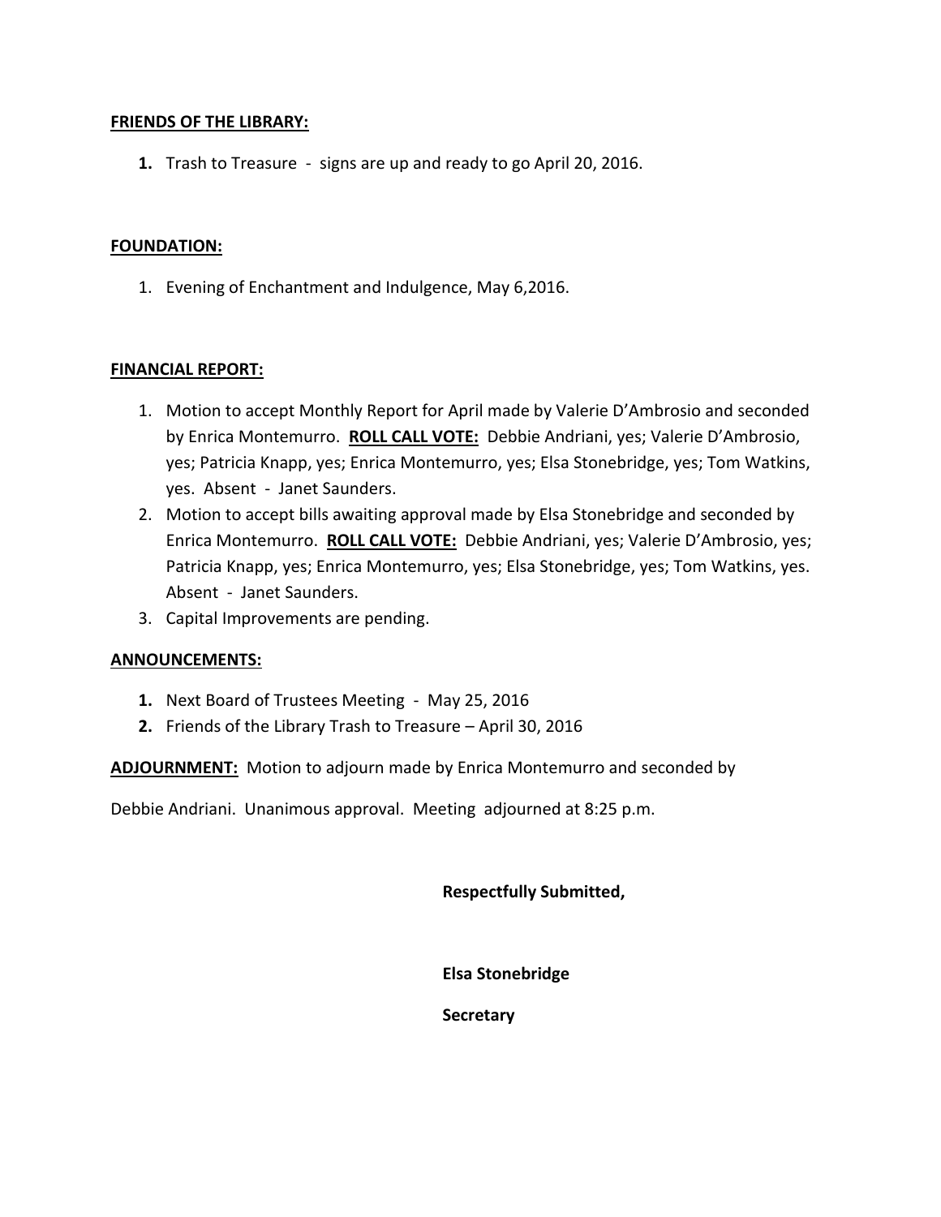**FRIENDS OF THE LIBRARY:**

1. Trash to Treasure - signs are up and ready to go April 20, 2016.

**FOUNDATION:**

1. Evening of Enchantment and Indulgence, May 6,2016.

**FINANCIAL REPORT:**

1. Motion to accept Monthly Report for April made by Valerie D'Ambrosio and seconded by Enrica Montemurro. **ROLL CALL VOTE:** Debbie Andriani, yes; Valerie D'Ambrosio, yes; Patricia Knapp, yes; Enrica Montemurro, yes; Elsa Stonebridge, yes; Tom Watkins, yes. Absent - Janet Saunders.
2. Motion to accept bills awaiting approval made by Elsa Stonebridge and seconded by Enrica Montemurro. **ROLL CALL VOTE:** Debbie Andriani, yes; Valerie D'Ambrosio, yes; Patricia Knapp, yes; Enrica Montemurro, yes; Elsa Stonebridge, yes; Tom Watkins, yes. Absent - Janet Saunders.
3. Capital Improvements are pending.

**ANNOUNCEMENTS:**

1. Next Board of Trustees Meeting - May 25, 2016
2. Friends of the Library Trash to Treasure – April 30, 2016

**ADJOURNMENT:** Motion to adjourn made by Enrica Montemurro and seconded by Debbie Andriani. Unanimous approval. Meeting adjourned at 8:25 p.m.

**Respectfully Submitted,**

**Elsa Stonebridge**

**Secretary**